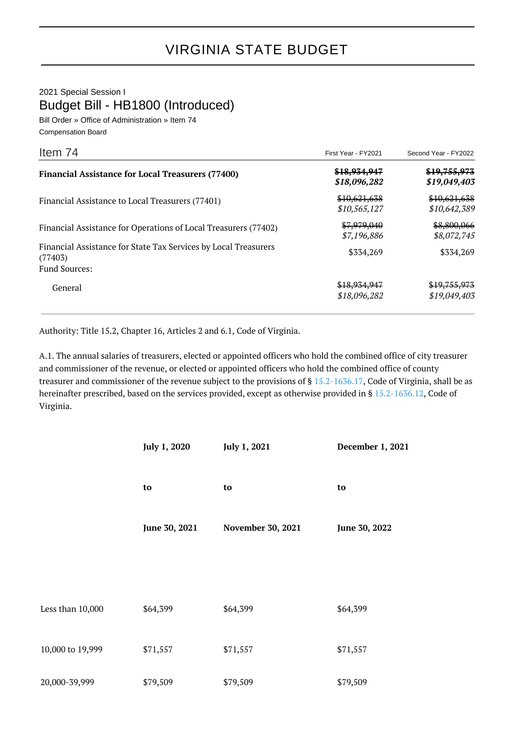# VIRGINIA STATE BUDGET

2021 Special Session I

## Budget Bill - HB1800 (Introduced)

Bill Order » Office of Administration » Item 74

Compensation Board

| Item 74 | First Year - FY2021 | Second Year - FY2022 |
|---|---|---|
| **Financial Assistance for Local Treasurers (77400)** | **~~$18,934,947~~** ***$18,096,282*** | **~~$19,755,973~~** ***$19,049,403*** |
| Financial Assistance to Local Treasurers (77401) | ~~$10,621,638~~ *$10,565,127* | ~~$10,621,638~~ *$10,642,389* |
| Financial Assistance for Operations of Local Treasurers (77402) | ~~$7,979,040~~ *$7,196,886* | ~~$8,800,066~~ *$8,072,745* |
| Financial Assistance for State Tax Services by Local Treasurers (77403) | $334,269 | $334,269 |
| Fund Sources: | | |
| General | ~~$18,934,947~~ *$18,096,282* | ~~$19,755,973~~ *$19,049,403* |

Authority: Title 15.2, Chapter 16, Articles 2 and 6.1, Code of Virginia.

A.1. The annual salaries of treasurers, elected or appointed officers who hold the combined office of city treasurer and commissioner of the revenue, or elected or appointed officers who hold the combined office of county treasurer and commissioner of the revenue subject to the provisions of § 15.2-1636.17, Code of Virginia, shall be as hereinafter prescribed, based on the services provided, except as otherwise provided in § 15.2-1636.12, Code of Virginia.

| | **July 1, 2020 to June 30, 2021** | **July 1, 2021 to November 30, 2021** | **December 1, 2021 to June 30, 2022** |
|---|---|---|---|
| Less than 10,000 | $64,399 | $64,399 | $64,399 |
| 10,000 to 19,999 | $71,557 | $71,557 | $71,557 |
| 20,000-39,999 | $79,509 | $79,509 | $79,509 |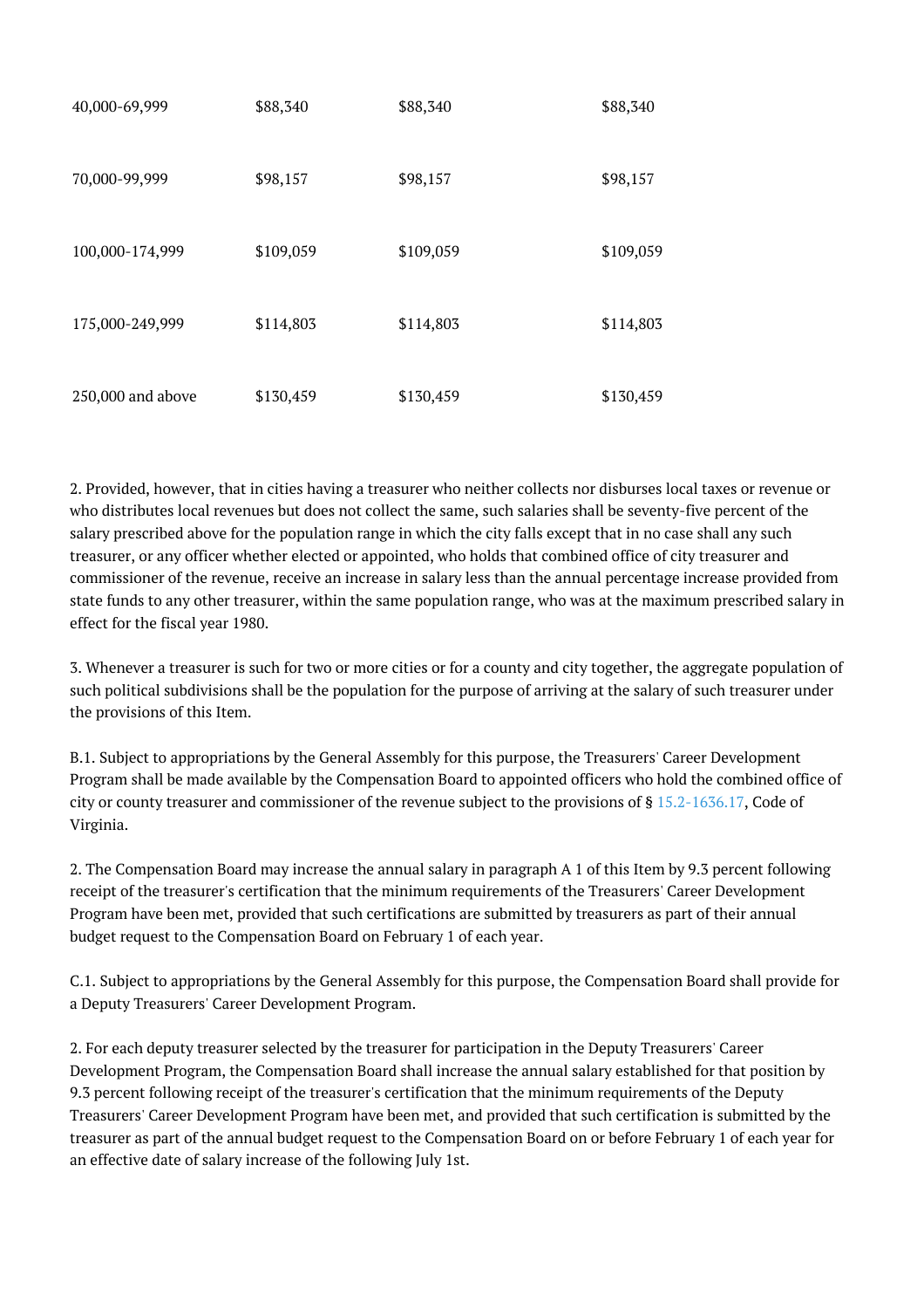| | | | |
|---|---|---|---|
| 40,000-69,999 | $88,340 | $88,340 | $88,340 |
| 70,000-99,999 | $98,157 | $98,157 | $98,157 |
| 100,000-174,999 | $109,059 | $109,059 | $109,059 |
| 175,000-249,999 | $114,803 | $114,803 | $114,803 |
| 250,000 and above | $130,459 | $130,459 | $130,459 |

2. Provided, however, that in cities having a treasurer who neither collects nor disburses local taxes or revenue or who distributes local revenues but does not collect the same, such salaries shall be seventy-five percent of the salary prescribed above for the population range in which the city falls except that in no case shall any such treasurer, or any officer whether elected or appointed, who holds that combined office of city treasurer and commissioner of the revenue, receive an increase in salary less than the annual percentage increase provided from state funds to any other treasurer, within the same population range, who was at the maximum prescribed salary in effect for the fiscal year 1980.

3. Whenever a treasurer is such for two or more cities or for a county and city together, the aggregate population of such political subdivisions shall be the population for the purpose of arriving at the salary of such treasurer under the provisions of this Item.

B.1. Subject to appropriations by the General Assembly for this purpose, the Treasurers' Career Development Program shall be made available by the Compensation Board to appointed officers who hold the combined office of city or county treasurer and commissioner of the revenue subject to the provisions of § 15.2-1636.17, Code of Virginia.

2. The Compensation Board may increase the annual salary in paragraph A 1 of this Item by 9.3 percent following receipt of the treasurer's certification that the minimum requirements of the Treasurers' Career Development Program have been met, provided that such certifications are submitted by treasurers as part of their annual budget request to the Compensation Board on February 1 of each year.

C.1. Subject to appropriations by the General Assembly for this purpose, the Compensation Board shall provide for a Deputy Treasurers' Career Development Program.

2. For each deputy treasurer selected by the treasurer for participation in the Deputy Treasurers' Career Development Program, the Compensation Board shall increase the annual salary established for that position by 9.3 percent following receipt of the treasurer's certification that the minimum requirements of the Deputy Treasurers' Career Development Program have been met, and provided that such certification is submitted by the treasurer as part of the annual budget request to the Compensation Board on or before February 1 of each year for an effective date of salary increase of the following July 1st.